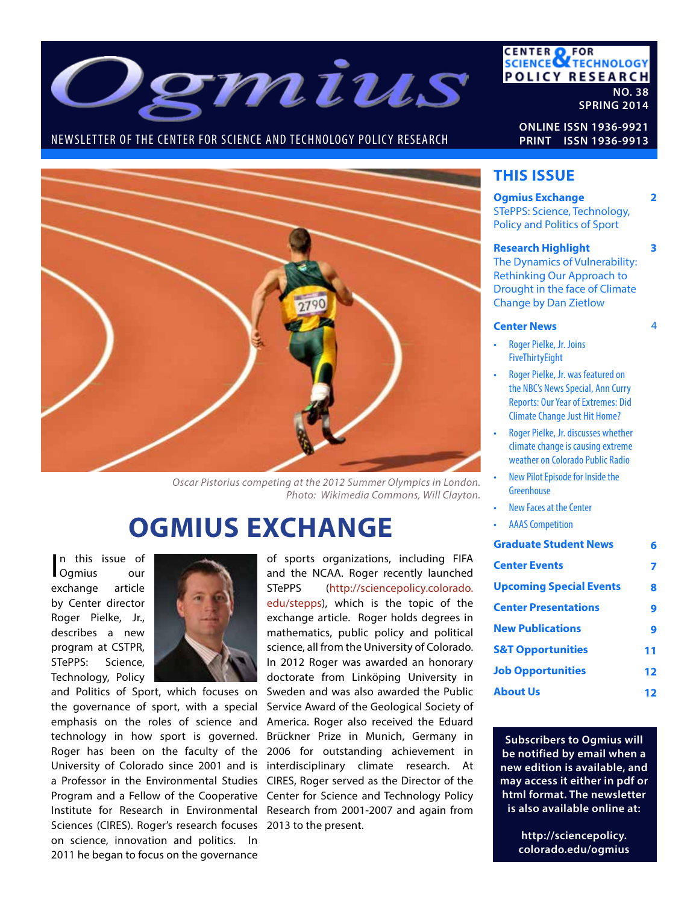# Ogmius

NEWSLETTER OF THE CENTER FOR SCIENCE AND TECHNOLOGY POLICY RESEARCH

CENTER FOR SCIENCE & TECHNOLOGY POLICY RESEARCH

NO. 38
SPRING 2014

ONLINE ISSN 1936-9921
PRINT ISSN 1936-9913

Oscar Pistorius competing at the 2012 Summer Olympics in London. Photo: Wikimedia Commons, Will Clayton.

## THIS ISSUE

**Ogmius Exchange** 2
STePPS: Science, Technology, Policy and Politics of Sport

**Research Highlight** 3
The Dynamics of Vulnerability: Rethinking Our Approach to Drought in the face of Climate Change by Dan Zietlow

**Center News** 4

- Roger Pielke, Jr. Joins FiveThirtyEight
- Roger Pielke, Jr. was featured on the NBC's News Special, Ann Curry Reports: Our Year of Extremes: Did Climate Change Just Hit Home?
- Roger Pielke, Jr. discusses whether climate change is causing extreme weather on Colorado Public Radio
- New Pilot Episode for Inside the Greenhouse
- New Faces at the Center
- AAAS Competition

**Graduate Student News** 6

**Center Events** 7

**Upcoming Special Events** 8

**Center Presentations** 9

**New Publications** 9

**S&T Opportunities** 11

**Job Opportunities** 12

**About Us** 12

**Subscribers to Ogmius will be notified by email when a new edition is available, and may access it either in pdf or html format. The newsletter is also available online at:**

**http://sciencepolicy.colorado.edu/ogmius**

# OGMIUS EXCHANGE

In this issue of Ogmius our exchange article by Center director Roger Pielke, Jr., describes a new program at CSTPR, STePPS: Science, Technology, Policy and Politics of Sport, which focuses on the governance of sport, with a special emphasis on the roles of science and technology in how sport is governed. Roger has been on the faculty of the University of Colorado since 2001 and is a Professor in the Environmental Studies Program and a Fellow of the Cooperative Institute for Research in Environmental Sciences (CIRES). Roger's research focuses on science, innovation and politics. In 2011 he began to focus on the governance of sports organizations, including FIFA and the NCAA. Roger recently launched STePPS (http://sciencepolicy.colorado.edu/stepps), which is the topic of the exchange article. Roger holds degrees in mathematics, public policy and political science, all from the University of Colorado. In 2012 Roger was awarded an honorary doctorate from Linköping University in Sweden and was also awarded the Public Service Award of the Geological Society of America. Roger also received the Eduard Brückner Prize in Munich, Germany in 2006 for outstanding achievement in interdisciplinary climate research. At CIRES, Roger served as the Director of the Center for Science and Technology Policy Research from 2001-2007 and again from 2013 to the present.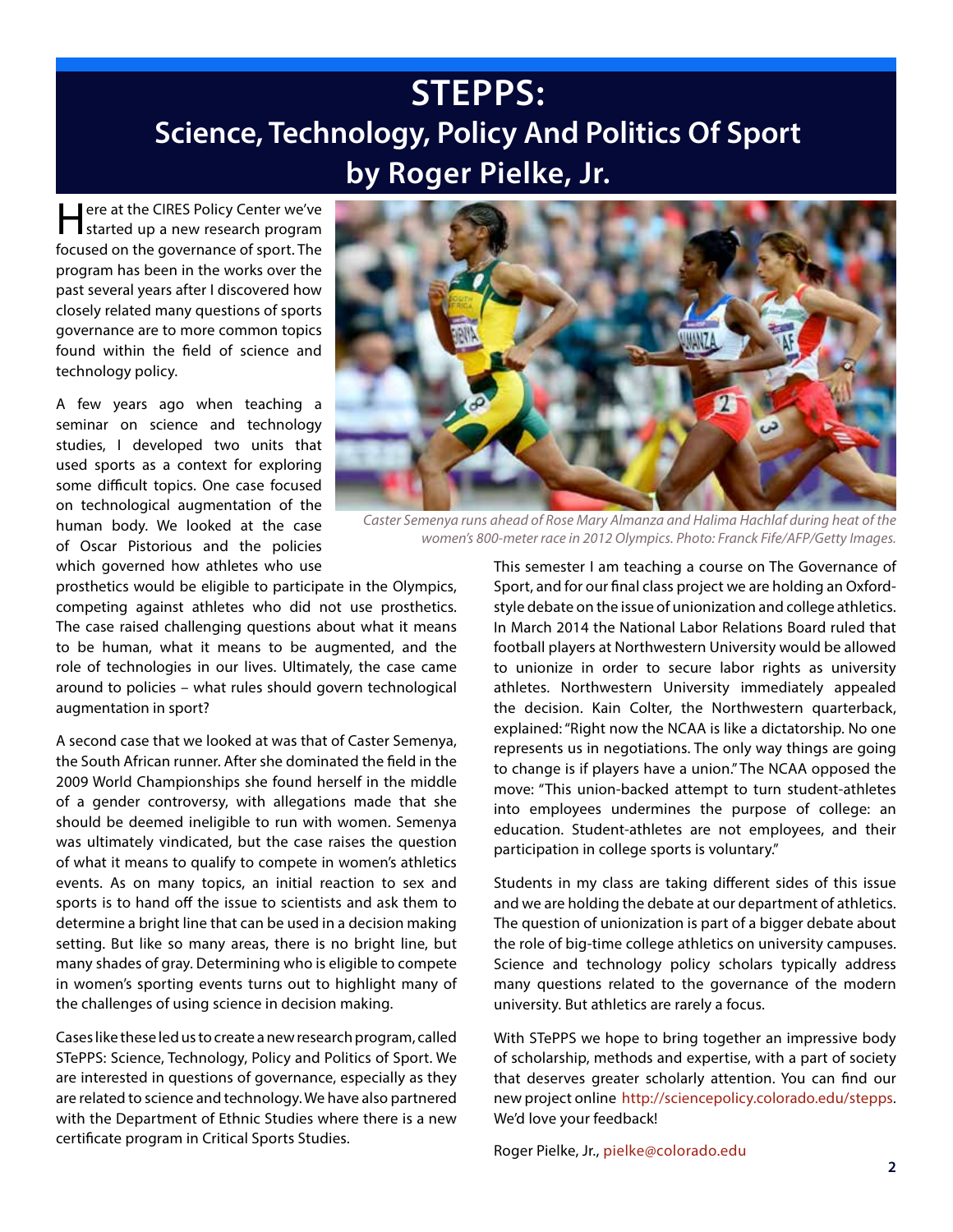# STEPPS:

## Science, Technology, Policy And Politics Of Sport

## by Roger Pielke, Jr.

Here at the CIRES Policy Center we've started up a new research program focused on the governance of sport. The program has been in the works over the past several years after I discovered how closely related many questions of sports governance are to more common topics found within the field of science and technology policy.

A few years ago when teaching a seminar on science and technology studies, I developed two units that used sports as a context for exploring some difficult topics. One case focused on technological augmentation of the human body. We looked at the case of Oscar Pistorious and the policies which governed how athletes who use prosthetics would be eligible to participate in the Olympics, competing against athletes who did not use prosthetics. The case raised challenging questions about what it means to be human, what it means to be augmented, and the role of technologies in our lives. Ultimately, the case came around to policies – what rules should govern technological augmentation in sport?

*Caster Semenya runs ahead of Rose Mary Almanza and Halima Hachlaf during heat of the women's 800-meter race in 2012 Olympics. Photo: Franck Fife/AFP/Getty Images.*

A second case that we looked at was that of Caster Semenya, the South African runner. After she dominated the field in the 2009 World Championships she found herself in the middle of a gender controversy, with allegations made that she should be deemed ineligible to run with women. Semenya was ultimately vindicated, but the case raises the question of what it means to qualify to compete in women's athletics events. As on many topics, an initial reaction to sex and sports is to hand off the issue to scientists and ask them to determine a bright line that can be used in a decision making setting. But like so many areas, there is no bright line, but many shades of gray. Determining who is eligible to compete in women's sporting events turns out to highlight many of the challenges of using science in decision making.

Cases like these led us to create a new research program, called STePPS: Science, Technology, Policy and Politics of Sport. We are interested in questions of governance, especially as they are related to science and technology. We have also partnered with the Department of Ethnic Studies where there is a new certificate program in Critical Sports Studies.

This semester I am teaching a course on The Governance of Sport, and for our final class project we are holding an Oxford-style debate on the issue of unionization and college athletics. In March 2014 the National Labor Relations Board ruled that football players at Northwestern University would be allowed to unionize in order to secure labor rights as university athletes. Northwestern University immediately appealed the decision. Kain Colter, the Northwestern quarterback, explained: "Right now the NCAA is like a dictatorship. No one represents us in negotiations. The only way things are going to change is if players have a union." The NCAA opposed the move: "This union-backed attempt to turn student-athletes into employees undermines the purpose of college: an education. Student-athletes are not employees, and their participation in college sports is voluntary."

Students in my class are taking different sides of this issue and we are holding the debate at our department of athletics. The question of unionization is part of a bigger debate about the role of big-time college athletics on university campuses. Science and technology policy scholars typically address many questions related to the governance of the modern university. But athletics are rarely a focus.

With STePPS we hope to bring together an impressive body of scholarship, methods and expertise, with a part of society that deserves greater scholarly attention. You can find our new project online http://sciencepolicy.colorado.edu/stepps. We'd love your feedback!

Roger Pielke, Jr., pielke@colorado.edu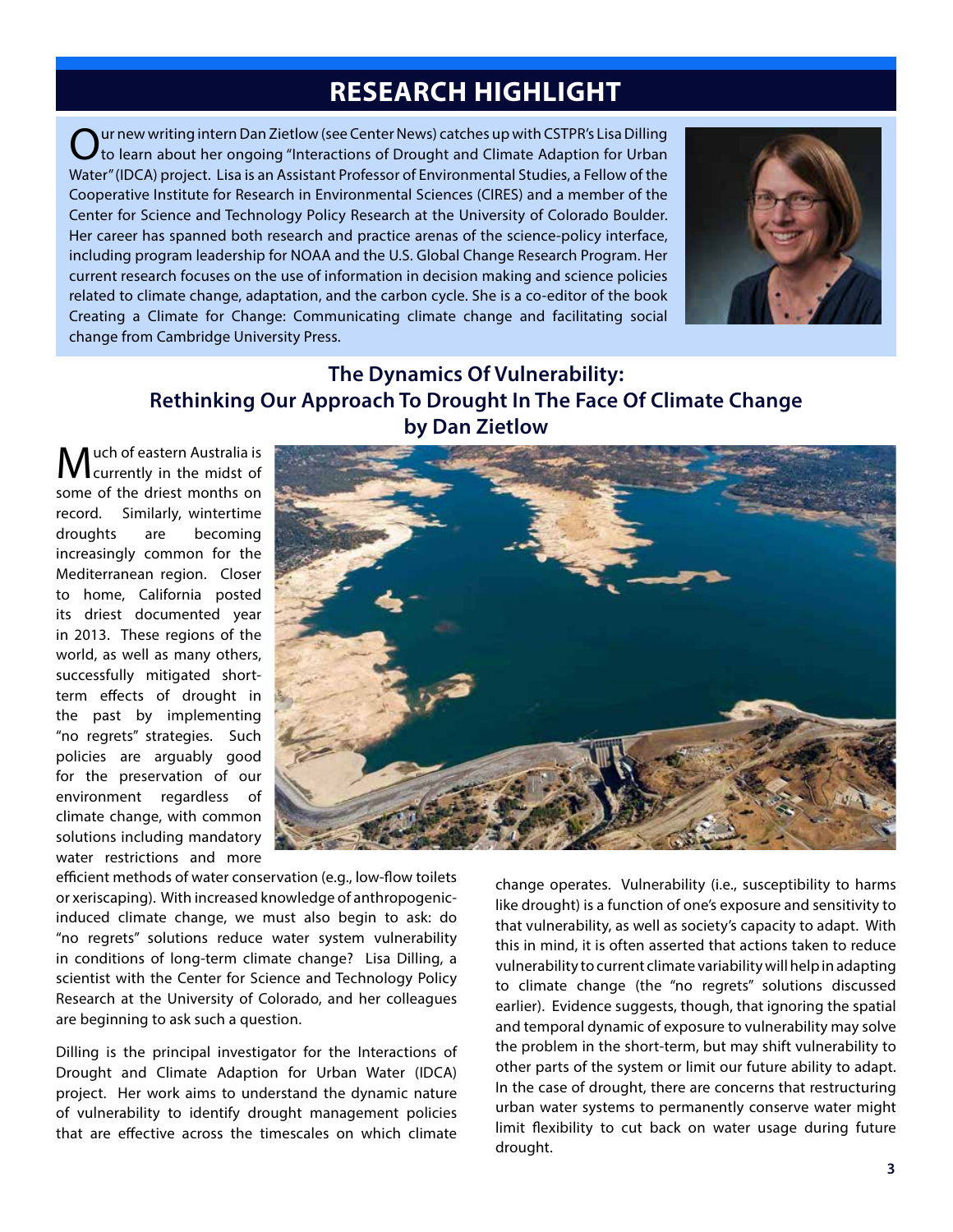# RESEARCH HIGHLIGHT

Our new writing intern Dan Zietlow (see Center News) catches up with CSTPR's Lisa Dilling to learn about her ongoing "Interactions of Drought and Climate Adaption for Urban Water" (IDCA) project. Lisa is an Assistant Professor of Environmental Studies, a Fellow of the Cooperative Institute for Research in Environmental Sciences (CIRES) and a member of the Center for Science and Technology Policy Research at the University of Colorado Boulder. Her career has spanned both research and practice arenas of the science-policy interface, including program leadership for NOAA and the U.S. Global Change Research Program. Her current research focuses on the use of information in decision making and science policies related to climate change, adaptation, and the carbon cycle. She is a co-editor of the book Creating a Climate for Change: Communicating climate change and facilitating social change from Cambridge University Press.

## The Dynamics Of Vulnerability: Rethinking Our Approach To Drought In The Face Of Climate Change

**by Dan Zietlow**

Much of eastern Australia is currently in the midst of some of the driest months on record. Similarly, wintertime droughts are becoming increasingly common for the Mediterranean region. Closer to home, California posted its driest documented year in 2013. These regions of the world, as well as many others, successfully mitigated short-term effects of drought in the past by implementing "no regrets" strategies. Such policies are arguably good for the preservation of our environment regardless of climate change, with common solutions including mandatory water restrictions and more efficient methods of water conservation (e.g., low-flow toilets or xeriscaping). With increased knowledge of anthropogenic-induced climate change, we must also begin to ask: do "no regrets" solutions reduce water system vulnerability in conditions of long-term climate change? Lisa Dilling, a scientist with the Center for Science and Technology Policy Research at the University of Colorado, and her colleagues are beginning to ask such a question.

Dilling is the principal investigator for the Interactions of Drought and Climate Adaption for Urban Water (IDCA) project. Her work aims to understand the dynamic nature of vulnerability to identify drought management policies that are effective across the timescales on which climate change operates. Vulnerability (i.e., susceptibility to harms like drought) is a function of one's exposure and sensitivity to that vulnerability, as well as society's capacity to adapt. With this in mind, it is often asserted that actions taken to reduce vulnerability to current climate variability will help in adapting to climate change (the "no regrets" solutions discussed earlier). Evidence suggests, though, that ignoring the spatial and temporal dynamic of exposure to vulnerability may solve the problem in the short-term, but may shift vulnerability to other parts of the system or limit our future ability to adapt. In the case of drought, there are concerns that restructuring urban water systems to permanently conserve water might limit flexibility to cut back on water usage during future drought.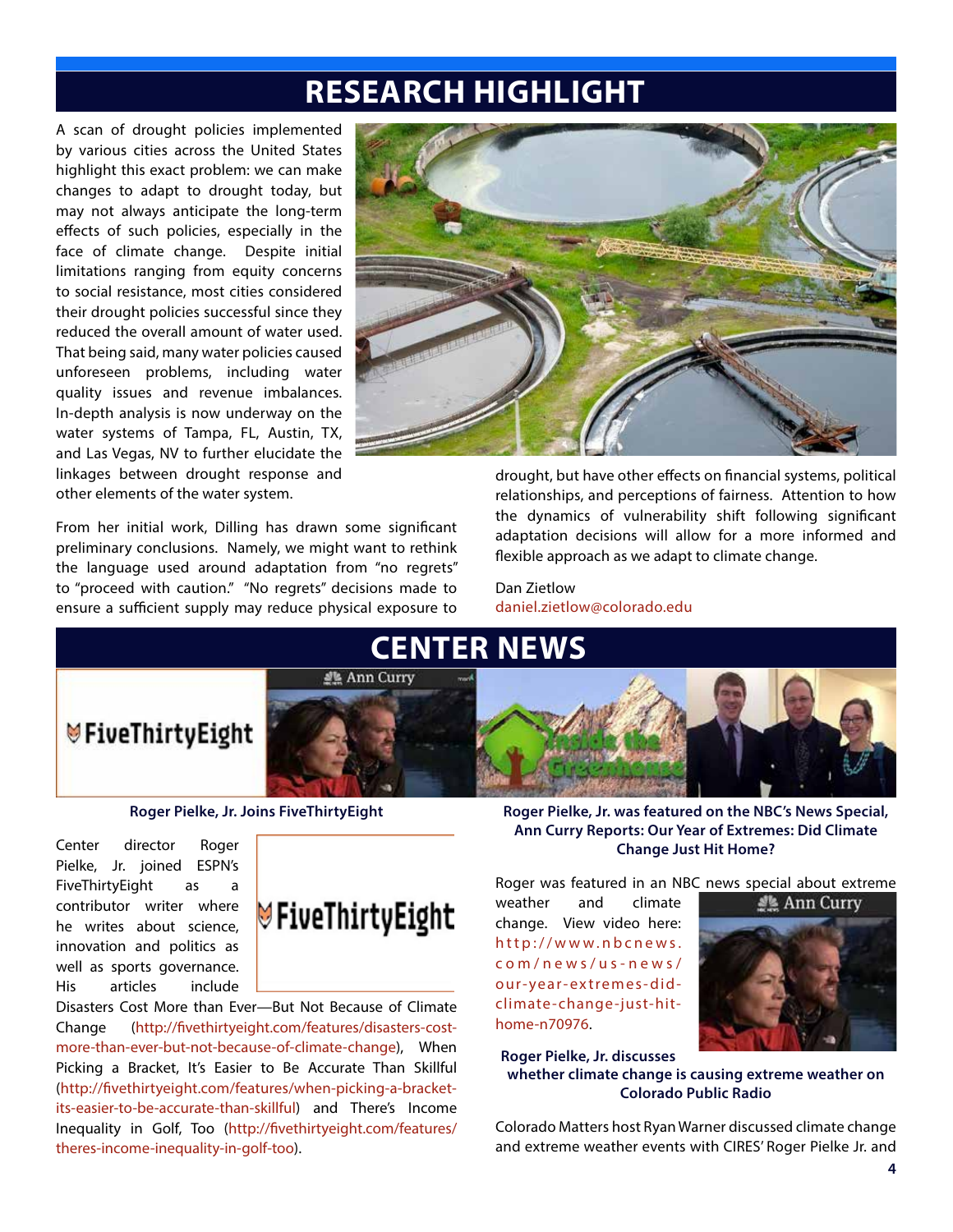# RESEARCH HIGHLIGHT

A scan of drought policies implemented by various cities across the United States highlight this exact problem: we can make changes to adapt to drought today, but may not always anticipate the long-term effects of such policies, especially in the face of climate change. Despite initial limitations ranging from equity concerns to social resistance, most cities considered their drought policies successful since they reduced the overall amount of water used. That being said, many water policies caused unforeseen problems, including water quality issues and revenue imbalances. In-depth analysis is now underway on the water systems of Tampa, FL, Austin, TX, and Las Vegas, NV to further elucidate the linkages between drought response and other elements of the water system.

From her initial work, Dilling has drawn some significant preliminary conclusions. Namely, we might want to rethink the language used around adaptation from "no regrets" to "proceed with caution." "No regrets" decisions made to ensure a sufficient supply may reduce physical exposure to drought, but have other effects on financial systems, political relationships, and perceptions of fairness. Attention to how the dynamics of vulnerability shift following significant adaptation decisions will allow for a more informed and flexible approach as we adapt to climate change.

Dan Zietlow
daniel.zietlow@colorado.edu

# CENTER NEWS

### Roger Pielke, Jr. Joins FiveThirtyEight

Center director Roger Pielke, Jr. joined ESPN's FiveThirtyEight as a contributor writer where he writes about science, innovation and politics as well as sports governance. His articles include Disasters Cost More than Ever—But Not Because of Climate Change (http://fivethirtyeight.com/features/disasters-cost-more-than-ever-but-not-because-of-climate-change), When Picking a Bracket, It's Easier to Be Accurate Than Skillful (http://fivethirtyeight.com/features/when-picking-a-bracket-its-easier-to-be-accurate-than-skillful) and There's Income Inequality in Golf, Too (http://fivethirtyeight.com/features/theres-income-inequality-in-golf-too).

### Roger Pielke, Jr. was featured on the NBC's News Special, Ann Curry Reports: Our Year of Extremes: Did Climate Change Just Hit Home?

Roger was featured in an NBC news special about extreme weather and climate change. View video here: http://www.nbcnews.com/news/us-news/our-year-extremes-did-climate-change-just-hit-home-n70976.

### Roger Pielke, Jr. discusses whether climate change is causing extreme weather on Colorado Public Radio

Colorado Matters host Ryan Warner discussed climate change and extreme weather events with CIRES' Roger Pielke Jr. and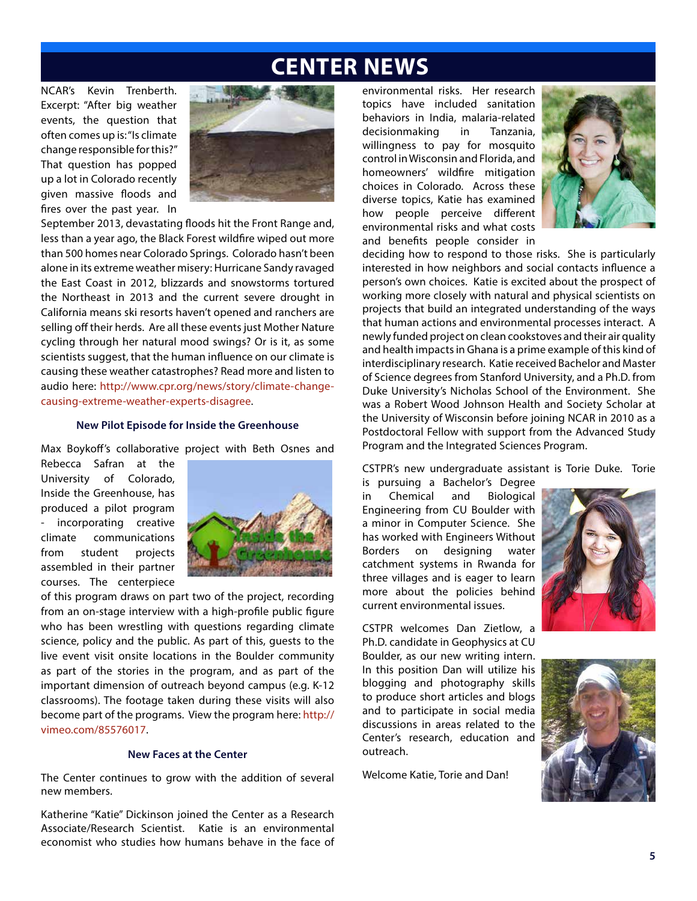# CENTER NEWS

NCAR's Kevin Trenberth. Excerpt: "After big weather events, the question that often comes up is: "Is climate change responsible for this?" That question has popped up a lot in Colorado recently given massive floods and fires over the past year. In September 2013, devastating floods hit the Front Range and, less than a year ago, the Black Forest wildfire wiped out more than 500 homes near Colorado Springs. Colorado hasn't been alone in its extreme weather misery: Hurricane Sandy ravaged the East Coast in 2012, blizzards and snowstorms tortured the Northeast in 2013 and the current severe drought in California means ski resorts haven't opened and ranchers are selling off their herds. Are all these events just Mother Nature cycling through her natural mood swings? Or is it, as some scientists suggest, that the human influence on our climate is causing these weather catastrophes? Read more and listen to audio here: http://www.cpr.org/news/story/climate-change-causing-extreme-weather-experts-disagree.

### New Pilot Episode for Inside the Greenhouse

Max Boykoff's collaborative project with Beth Osnes and Rebecca Safran at the University of Colorado, Inside the Greenhouse, has produced a pilot program - incorporating creative climate communications from student projects assembled in their partner courses. The centerpiece of this program draws on part two of the project, recording from an on-stage interview with a high-profile public figure who has been wrestling with questions regarding climate science, policy and the public. As part of this, guests to the live event visit onsite locations in the Boulder community as part of the stories in the program, and as part of the important dimension of outreach beyond campus (e.g. K-12 classrooms). The footage taken during these visits will also become part of the programs. View the program here: http://vimeo.com/85576017.

### New Faces at the Center

The Center continues to grow with the addition of several new members.

Katherine "Katie" Dickinson joined the Center as a Research Associate/Research Scientist. Katie is an environmental economist who studies how humans behave in the face of environmental risks. Her research topics have included sanitation behaviors in India, malaria-related decisionmaking in Tanzania, willingness to pay for mosquito control in Wisconsin and Florida, and homeowners' wildfire mitigation choices in Colorado. Across these diverse topics, Katie has examined how people perceive different environmental risks and what costs and benefits people consider in deciding how to respond to those risks. She is particularly interested in how neighbors and social contacts influence a person's own choices. Katie is excited about the prospect of working more closely with natural and physical scientists on projects that build an integrated understanding of the ways that human actions and environmental processes interact. A newly funded project on clean cookstoves and their air quality and health impacts in Ghana is a prime example of this kind of interdisciplinary research. Katie received Bachelor and Master of Science degrees from Stanford University, and a Ph.D. from Duke University's Nicholas School of the Environment. She was a Robert Wood Johnson Health and Society Scholar at the University of Wisconsin before joining NCAR in 2010 as a Postdoctoral Fellow with support from the Advanced Study Program and the Integrated Sciences Program.

CSTPR's new undergraduate assistant is Torie Duke. Torie is pursuing a Bachelor's Degree in Chemical and Biological Engineering from CU Boulder with a minor in Computer Science. She has worked with Engineers Without Borders on designing water catchment systems in Rwanda for three villages and is eager to learn more about the policies behind current environmental issues.

CSTPR welcomes Dan Zietlow, a Ph.D. candidate in Geophysics at CU Boulder, as our new writing intern. In this position Dan will utilize his blogging and photography skills to produce short articles and blogs and to participate in social media discussions in areas related to the Center's research, education and outreach.

Welcome Katie, Torie and Dan!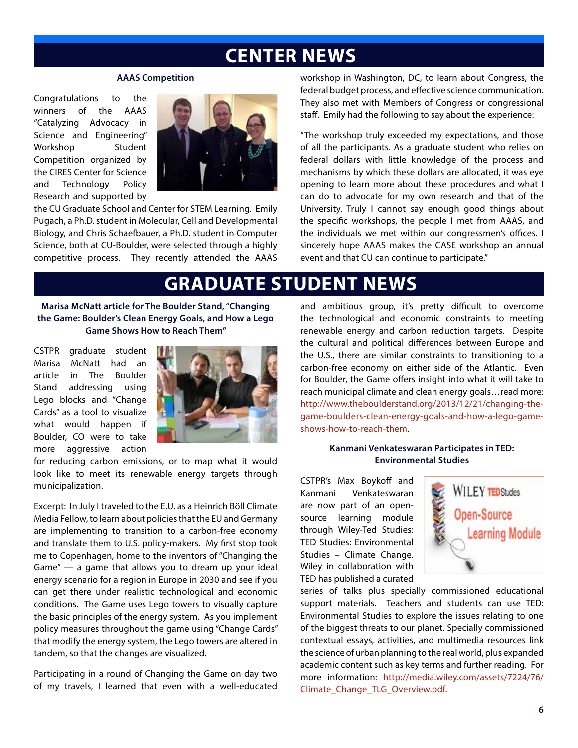# CENTER NEWS

### AAAS Competition

Congratulations to the winners of the AAAS "Catalyzing Advocacy in Science and Engineering" Workshop Student Competition organized by the CIRES Center for Science and Technology Policy Research and supported by the CU Graduate School and Center for STEM Learning. Emily Pugach, a Ph.D. student in Molecular, Cell and Developmental Biology, and Chris Schaefbauer, a Ph.D. student in Computer Science, both at CU-Boulder, were selected through a highly competitive process. They recently attended the AAAS workshop in Washington, DC, to learn about Congress, the federal budget process, and effective science communication. They also met with Members of Congress or congressional staff. Emily had the following to say about the experience:

"The workshop truly exceeded my expectations, and those of all the participants. As a graduate student who relies on federal dollars with little knowledge of the process and mechanisms by which these dollars are allocated, it was eye opening to learn more about these procedures and what I can do to advocate for my own research and that of the University. Truly I cannot say enough good things about the specific workshops, the people I met from AAAS, and the individuals we met within our congressmen's offices. I sincerely hope AAAS makes the CASE workshop an annual event and that CU can continue to participate."

# GRADUATE STUDENT NEWS

### Marisa McNatt article for The Boulder Stand, "Changing the Game: Boulder's Clean Energy Goals, and How a Lego Game Shows How to Reach Them"

CSTPR graduate student Marisa McNatt had an article in The Boulder Stand addressing using Lego blocks and "Change Cards" as a tool to visualize what would happen if Boulder, CO were to take more aggressive action for reducing carbon emissions, or to map what it would look like to meet its renewable energy targets through municipalization.

Excerpt: In July I traveled to the E.U. as a Heinrich Böll Climate Media Fellow, to learn about policies that the EU and Germany are implementing to transition to a carbon-free economy and translate them to U.S. policy-makers. My first stop took me to Copenhagen, home to the inventors of "Changing the Game" — a game that allows you to dream up your ideal energy scenario for a region in Europe in 2030 and see if you can get there under realistic technological and economic conditions. The Game uses Lego towers to visually capture the basic principles of the energy system. As you implement policy measures throughout the game using "Change Cards" that modify the energy system, the Lego towers are altered in tandem, so that the changes are visualized.

Participating in a round of Changing the Game on day two of my travels, I learned that even with a well-educated and ambitious group, it's pretty difficult to overcome the technological and economic constraints to meeting renewable energy and carbon reduction targets. Despite the cultural and political differences between Europe and the U.S., there are similar constraints to transitioning to a carbon-free economy on either side of the Atlantic. Even for Boulder, the Game offers insight into what it will take to reach municipal climate and clean energy goals…read more: http://www.theboulderstand.org/2013/12/21/changing-the-game-boulders-clean-energy-goals-and-how-a-lego-game-shows-how-to-reach-them.

### Kanmani Venkateswaran Participates in TED: Environmental Studies

CSTPR's Max Boykoff and Kanmani Venkateswaran are now part of an open-source learning module through Wiley-Ted Studies: TED Studies: Environmental Studies – Climate Change. Wiley in collaboration with TED has published a curated series of talks plus specially commissioned educational support materials. Teachers and students can use TED: Environmental Studies to explore the issues relating to one of the biggest threats to our planet. Specially commissioned contextual essays, activities, and multimedia resources link the science of urban planning to the real world, plus expanded academic content such as key terms and further reading. For more information: http://media.wiley.com/assets/7224/76/Climate_Change_TLG_Overview.pdf.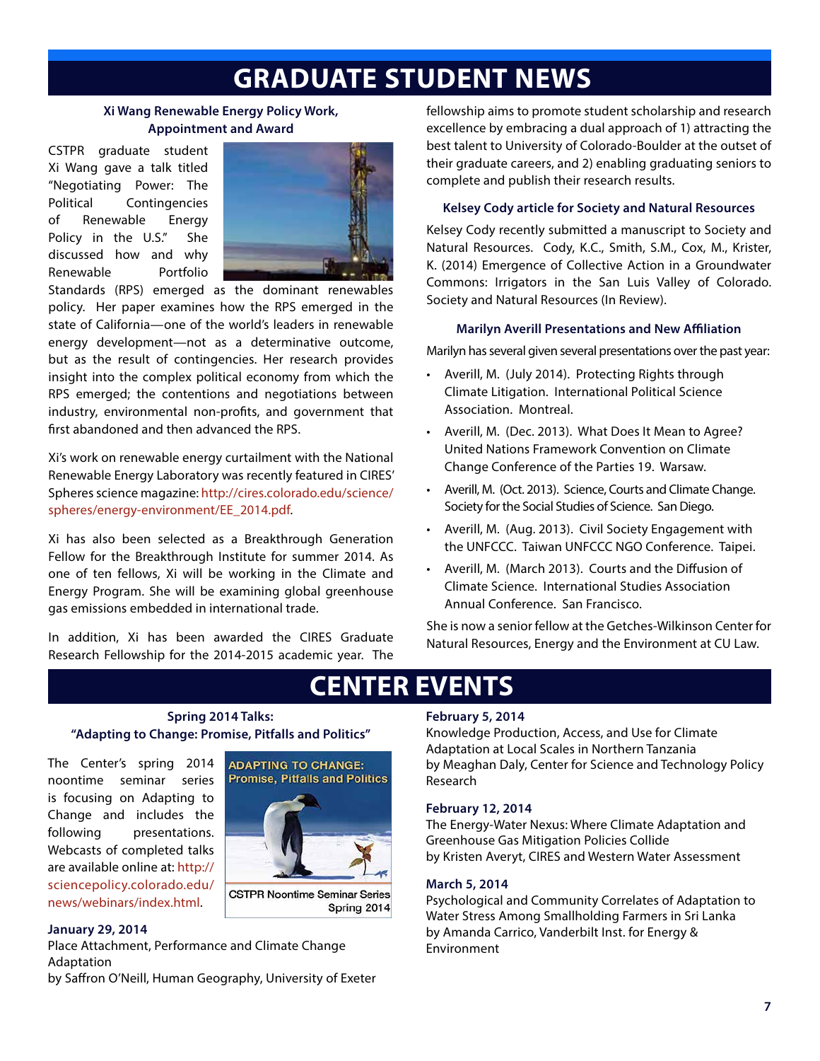# GRADUATE STUDENT NEWS

### Xi Wang Renewable Energy Policy Work, Appointment and Award

CSTPR graduate student Xi Wang gave a talk titled "Negotiating Power: The Political Contingencies of Renewable Energy Policy in the U.S." She discussed how and why Renewable Portfolio Standards (RPS) emerged as the dominant renewables policy. Her paper examines how the RPS emerged in the state of California—one of the world's leaders in renewable energy development—not as a determinative outcome, but as the result of contingencies. Her research provides insight into the complex political economy from which the RPS emerged; the contentions and negotiations between industry, environmental non-profits, and government that first abandoned and then advanced the RPS.

Xi's work on renewable energy curtailment with the National Renewable Energy Laboratory was recently featured in CIRES' Spheres science magazine: http://cires.colorado.edu/science/spheres/energy-environment/EE_2014.pdf.

Xi has also been selected as a Breakthrough Generation Fellow for the Breakthrough Institute for summer 2014. As one of ten fellows, Xi will be working in the Climate and Energy Program. She will be examining global greenhouse gas emissions embedded in international trade.

In addition, Xi has been awarded the CIRES Graduate Research Fellowship for the 2014-2015 academic year. The fellowship aims to promote student scholarship and research excellence by embracing a dual approach of 1) attracting the best talent to University of Colorado-Boulder at the outset of their graduate careers, and 2) enabling graduating seniors to complete and publish their research results.

### Kelsey Cody article for Society and Natural Resources

Kelsey Cody recently submitted a manuscript to Society and Natural Resources. Cody, K.C., Smith, S.M., Cox, M., Krister, K. (2014) Emergence of Collective Action in a Groundwater Commons: Irrigators in the San Luis Valley of Colorado. Society and Natural Resources (In Review).

### Marilyn Averill Presentations and New Affiliation

Marilyn has several given several presentations over the past year:

- Averill, M. (July 2014). Protecting Rights through Climate Litigation. International Political Science Association. Montreal.
- Averill, M. (Dec. 2013). What Does It Mean to Agree? United Nations Framework Convention on Climate Change Conference of the Parties 19. Warsaw.
- Averill, M. (Oct. 2013). Science, Courts and Climate Change. Society for the Social Studies of Science. San Diego.
- Averill, M. (Aug. 2013). Civil Society Engagement with the UNFCCC. Taiwan UNFCCC NGO Conference. Taipei.
- Averill, M. (March 2013). Courts and the Diffusion of Climate Science. International Studies Association Annual Conference. San Francisco.

She is now a senior fellow at the Getches-Wilkinson Center for Natural Resources, Energy and the Environment at CU Law.

# CENTER EVENTS

### Spring 2014 Talks: "Adapting to Change: Promise, Pitfalls and Politics"

The Center's spring 2014 noontime seminar series is focusing on Adapting to Change and includes the following presentations. Webcasts of completed talks are available online at: http://sciencepolicy.colorado.edu/news/webinars/index.html.

ADAPTING TO CHANGE: Promise, Pitfalls and Politics

CSTPR Noontime Seminar Series Spring 2014

**January 29, 2014**
Place Attachment, Performance and Climate Change Adaptation
by Saffron O'Neill, Human Geography, University of Exeter

**February 5, 2014**
Knowledge Production, Access, and Use for Climate Adaptation at Local Scales in Northern Tanzania
by Meaghan Daly, Center for Science and Technology Policy Research

**February 12, 2014**
The Energy-Water Nexus: Where Climate Adaptation and Greenhouse Gas Mitigation Policies Collide
by Kristen Averyt, CIRES and Western Water Assessment

**March 5, 2014**
Psychological and Community Correlates of Adaptation to Water Stress Among Smallholding Farmers in Sri Lanka
by Amanda Carrico, Vanderbilt Inst. for Energy & Environment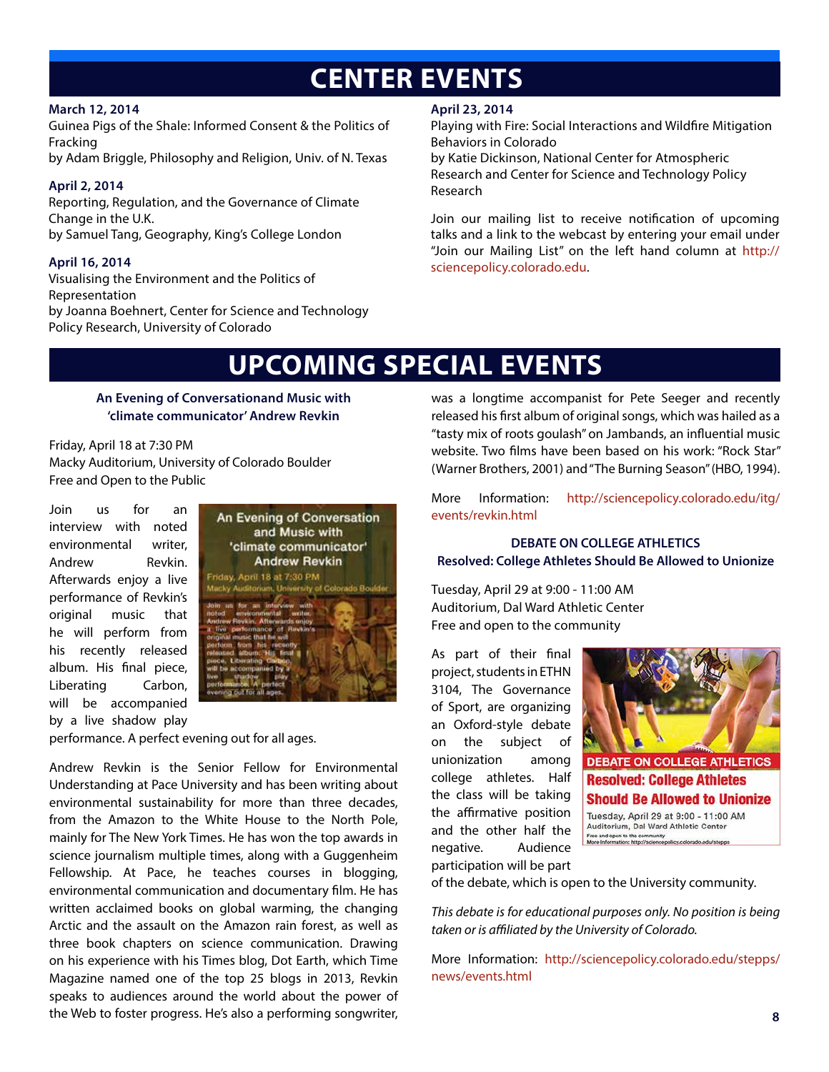# CENTER EVENTS

**March 12, 2014**
Guinea Pigs of the Shale: Informed Consent & the Politics of Fracking
by Adam Briggle, Philosophy and Religion, Univ. of N. Texas

**April 2, 2014**
Reporting, Regulation, and the Governance of Climate Change in the U.K.
by Samuel Tang, Geography, King's College London

**April 16, 2014**
Visualising the Environment and the Politics of Representation
by Joanna Boehnert, Center for Science and Technology Policy Research, University of Colorado

**April 23, 2014**
Playing with Fire: Social Interactions and Wildfire Mitigation Behaviors in Colorado
by Katie Dickinson, National Center for Atmospheric Research and Center for Science and Technology Policy Research

Join our mailing list to receive notification of upcoming talks and a link to the webcast by entering your email under "Join our Mailing List" on the left hand column at http://sciencepolicy.colorado.edu.

# UPCOMING SPECIAL EVENTS

### An Evening of Conversationand Music with 'climate communicator' Andrew Revkin

Friday, April 18 at 7:30 PM
Macky Auditorium, University of Colorado Boulder
Free and Open to the Public

Join us for an interview with noted environmental writer, Andrew Revkin. Afterwards enjoy a live performance of Revkin's original music that he will perform from his recently released album. His final piece, Liberating Carbon, will be accompanied by a live shadow play performance. A perfect evening out for all ages.

Andrew Revkin is the Senior Fellow for Environmental Understanding at Pace University and has been writing about environmental sustainability for more than three decades, from the Amazon to the White House to the North Pole, mainly for The New York Times. He has won the top awards in science journalism multiple times, along with a Guggenheim Fellowship. At Pace, he teaches courses in blogging, environmental communication and documentary film. He has written acclaimed books on global warming, the changing Arctic and the assault on the Amazon rain forest, as well as three book chapters on science communication. Drawing on his experience with his Times blog, Dot Earth, which Time Magazine named one of the top 25 blogs in 2013, Revkin speaks to audiences around the world about the power of the Web to foster progress. He's also a performing songwriter, was a longtime accompanist for Pete Seeger and recently released his first album of original songs, which was hailed as a "tasty mix of roots goulash" on Jambands, an influential music website. Two films have been based on his work: "Rock Star" (Warner Brothers, 2001) and "The Burning Season" (HBO, 1994).

More Information: http://sciencepolicy.colorado.edu/itg/events/revkin.html

### DEBATE ON COLLEGE ATHLETICS
### Resolved: College Athletes Should Be Allowed to Unionize

Tuesday, April 29 at 9:00 - 11:00 AM
Auditorium, Dal Ward Athletic Center
Free and open to the community

As part of their final project, students in ETHN 3104, The Governance of Sport, are organizing an Oxford-style debate on the subject of unionization among college athletes. Half the class will be taking the affirmative position and the other half the negative. Audience participation will be part of the debate, which is open to the University community.

*This debate is for educational purposes only. No position is being taken or is affiliated by the University of Colorado.*

More Information: http://sciencepolicy.colorado.edu/stepps/news/events.html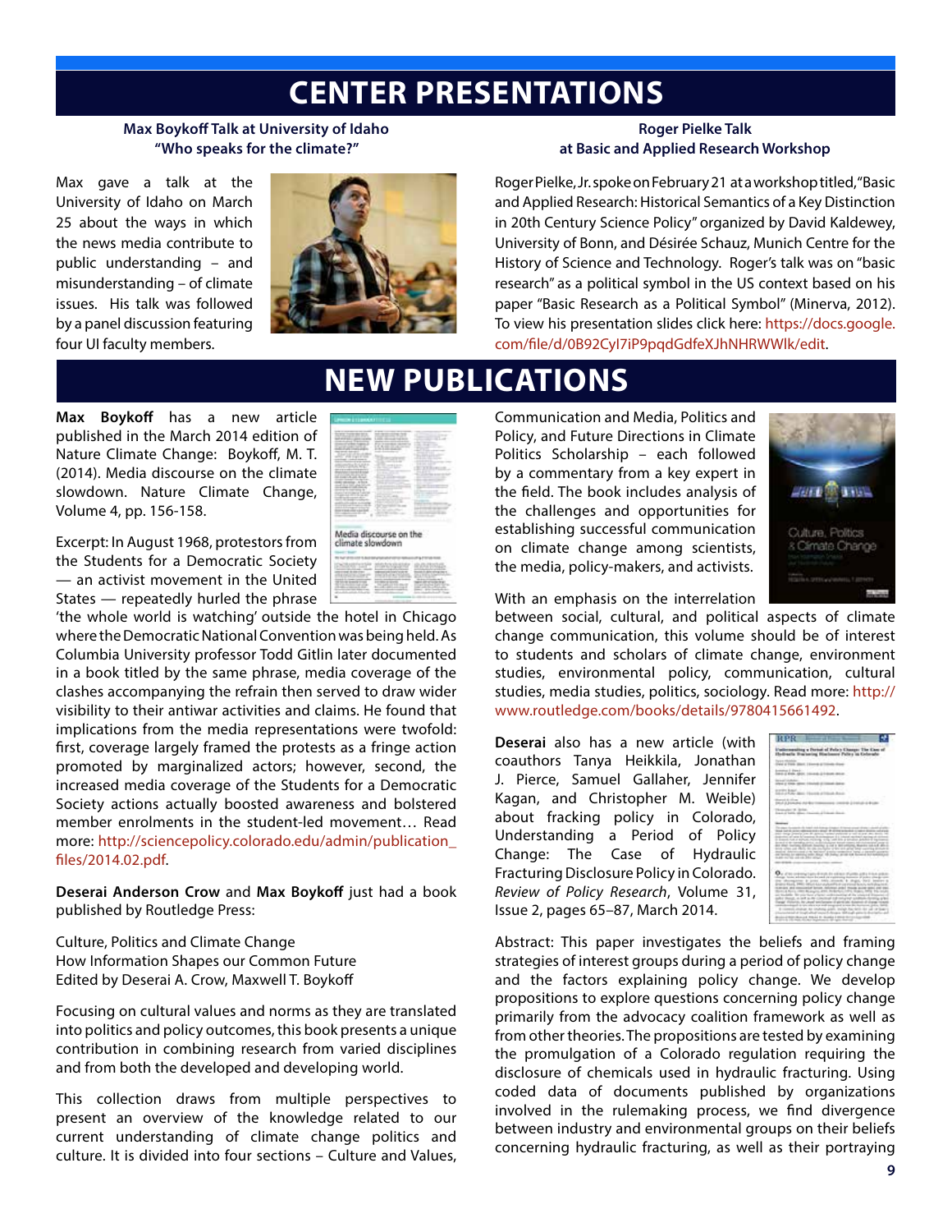# CENTER PRESENTATIONS

### Max Boykoff Talk at University of Idaho "Who speaks for the climate?"

Max gave a talk at the University of Idaho on March 25 about the ways in which the news media contribute to public understanding – and misunderstanding – of climate issues. His talk was followed by a panel discussion featuring four UI faculty members.

### Roger Pielke Talk at Basic and Applied Research Workshop

Roger Pielke, Jr. spoke on February 21 at a workshop titled, "Basic and Applied Research: Historical Semantics of a Key Distinction in 20th Century Science Policy" organized by David Kaldewey, University of Bonn, and Désirée Schauz, Munich Centre for the History of Science and Technology. Roger's talk was on "basic research" as a political symbol in the US context based on his paper "Basic Research as a Political Symbol" (Minerva, 2012). To view his presentation slides click here: https://docs.google.com/file/d/0B92Cyl7iP9pqdGdfeXJhNHRWWlk/edit.

# NEW PUBLICATIONS

**Max Boykoff** has a new article published in the March 2014 edition of Nature Climate Change: Boykoff, M. T. (2014). Media discourse on the climate slowdown. Nature Climate Change, Volume 4, pp. 156-158.

Excerpt: In August 1968, protestors from the Students for a Democratic Society — an activist movement in the United States — repeatedly hurled the phrase 'the whole world is watching' outside the hotel in Chicago where the Democratic National Convention was being held. As Columbia University professor Todd Gitlin later documented in a book titled by the same phrase, media coverage of the clashes accompanying the refrain then served to draw wider visibility to their antiwar activities and claims. He found that implications from the media representations were twofold: first, coverage largely framed the protests as a fringe action promoted by marginalized actors; however, second, the increased media coverage of the Students for a Democratic Society actions actually boosted awareness and bolstered member enrolments in the student-led movement… Read more: http://sciencepolicy.colorado.edu/admin/publication_files/2014.02.pdf.

**Deserai Anderson Crow** and **Max Boykoff** just had a book published by Routledge Press:

Culture, Politics and Climate Change
How Information Shapes our Common Future
Edited by Deserai A. Crow, Maxwell T. Boykoff

Focusing on cultural values and norms as they are translated into politics and policy outcomes, this book presents a unique contribution in combining research from varied disciplines and from both the developed and developing world.

This collection draws from multiple perspectives to present an overview of the knowledge related to our current understanding of climate change politics and culture. It is divided into four sections – Culture and Values, Communication and Media, Politics and Policy, and Future Directions in Climate Politics Scholarship – each followed by a commentary from a key expert in the field. The book includes analysis of the challenges and opportunities for establishing successful communication on climate change among scientists, the media, policy-makers, and activists.

With an emphasis on the interrelation between social, cultural, and political aspects of climate change communication, this volume should be of interest to students and scholars of climate change, environment studies, environmental policy, communication, cultural studies, media studies, politics, sociology. Read more: http://www.routledge.com/books/details/9780415661492.

**Deserai** also has a new article (with coauthors Tanya Heikkila, Jonathan J. Pierce, Samuel Gallaher, Jennifer Kagan, and Christopher M. Weible) about fracking policy in Colorado, Understanding a Period of Policy Change: The Case of Hydraulic Fracturing Disclosure Policy in Colorado. *Review of Policy Research*, Volume 31, Issue 2, pages 65–87, March 2014.

Abstract: This paper investigates the beliefs and framing strategies of interest groups during a period of policy change and the factors explaining policy change. We develop propositions to explore questions concerning policy change primarily from the advocacy coalition framework as well as from other theories. The propositions are tested by examining the promulgation of a Colorado regulation requiring the disclosure of chemicals used in hydraulic fracturing. Using coded data of documents published by organizations involved in the rulemaking process, we find divergence between industry and environmental groups on their beliefs concerning hydraulic fracturing, as well as their portraying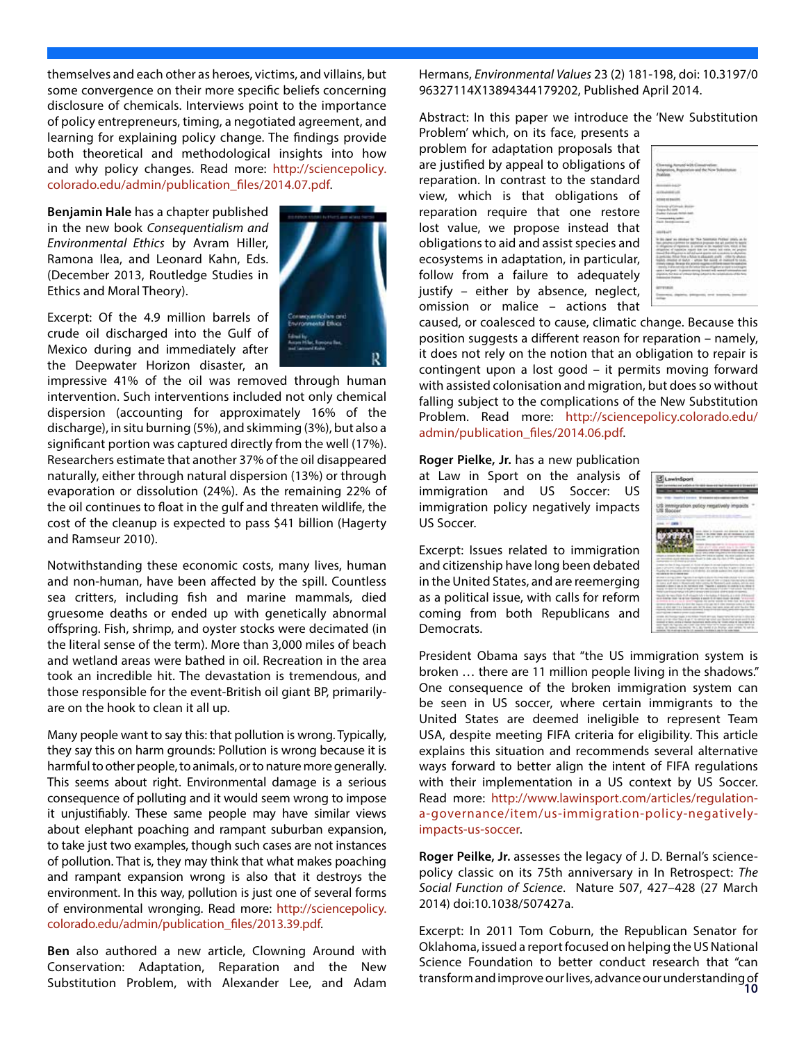themselves and each other as heroes, victims, and villains, but some convergence on their more specific beliefs concerning disclosure of chemicals. Interviews point to the importance of policy entrepreneurs, timing, a negotiated agreement, and learning for explaining policy change. The findings provide both theoretical and methodological insights into how and why policy changes. Read more: http://sciencepolicy.colorado.edu/admin/publication_files/2014.07.pdf.

**Benjamin Hale** has a chapter published in the new book *Consequentialism and Environmental Ethics* by Avram Hiller, Ramona Ilea, and Leonard Kahn, Eds. (December 2013, Routledge Studies in Ethics and Moral Theory).

Excerpt: Of the 4.9 million barrels of crude oil discharged into the Gulf of Mexico during and immediately after the Deepwater Horizon disaster, an impressive 41% of the oil was removed through human intervention. Such interventions included not only chemical dispersion (accounting for approximately 16% of the discharge), in situ burning (5%), and skimming (3%), but also a significant portion was captured directly from the well (17%). Researchers estimate that another 37% of the oil disappeared naturally, either through natural dispersion (13%) or through evaporation or dissolution (24%). As the remaining 22% of the oil continues to float in the gulf and threaten wildlife, the cost of the cleanup is expected to pass $41 billion (Hagerty and Ramseur 2010).

Notwithstanding these economic costs, many lives, human and non-human, have been affected by the spill. Countless sea critters, including fish and marine mammals, died gruesome deaths or ended up with genetically abnormal offspring. Fish, shrimp, and oyster stocks were decimated (in the literal sense of the term). More than 3,000 miles of beach and wetland areas were bathed in oil. Recreation in the area took an incredible hit. The devastation is tremendous, and those responsible for the event-British oil giant BP, primarily-are on the hook to clean it all up.

Many people want to say this: that pollution is wrong. Typically, they say this on harm grounds: Pollution is wrong because it is harmful to other people, to animals, or to nature more generally. This seems about right. Environmental damage is a serious consequence of polluting and it would seem wrong to impose it unjustifiably. These same people may have similar views about elephant poaching and rampant suburban expansion, to take just two examples, though such cases are not instances of pollution. That is, they may think that what makes poaching and rampant expansion wrong is also that it destroys the environment. In this way, pollution is just one of several forms of environmental wronging. Read more: http://sciencepolicy.colorado.edu/admin/publication_files/2013.39.pdf.

**Ben** also authored a new article, Clowning Around with Conservation: Adaptation, Reparation and the New Substitution Problem, with Alexander Lee, and Adam Hermans, *Environmental Values* 23 (2) 181-198, doi: 10.3197/096327114X13894344179202, Published April 2014.

Abstract: In this paper we introduce the 'New Substitution Problem' which, on its face, presents a problem for adaptation proposals that are justified by appeal to obligations of reparation. In contrast to the standard view, which is that obligations of reparation require that one restore lost value, we propose instead that obligations to aid and assist species and ecosystems in adaptation, in particular, follow from a failure to adequately justify – either by absence, neglect, omission or malice – actions that caused, or coalesced to cause, climatic change. Because this position suggests a different reason for reparation – namely, it does not rely on the notion that an obligation to repair is contingent upon a lost good – it permits moving forward with assisted colonisation and migration, but does so without falling subject to the complications of the New Substitution Problem. Read more: http://sciencepolicy.colorado.edu/admin/publication_files/2014.06.pdf.

**Roger Pielke, Jr.** has a new publication at Law in Sport on the analysis of immigration and US Soccer: US immigration policy negatively impacts US Soccer.

Excerpt: Issues related to immigration and citizenship have long been debated in the United States, and are reemerging as a political issue, with calls for reform coming from both Republicans and Democrats.

President Obama says that "the US immigration system is broken … there are 11 million people living in the shadows." One consequence of the broken immigration system can be seen in US soccer, where certain immigrants to the United States are deemed ineligible to represent Team USA, despite meeting FIFA criteria for eligibility. This article explains this situation and recommends several alternative ways forward to better align the intent of FIFA regulations with their implementation in a US context by US Soccer. Read more: http://www.lawinsport.com/articles/regulation-a-governance/item/us-immigration-policy-negatively-impacts-us-soccer.

**Roger Peilke, Jr.** assesses the legacy of J. D. Bernal's science-policy classic on its 75th anniversary in In Retrospect: *The Social Function of Science*. Nature 507, 427–428 (27 March 2014) doi:10.1038/507427a.

Excerpt: In 2011 Tom Coburn, the Republican Senator for Oklahoma, issued a report focused on helping the US National Science Foundation to better conduct research that "can transform and improve our lives, advance our understanding of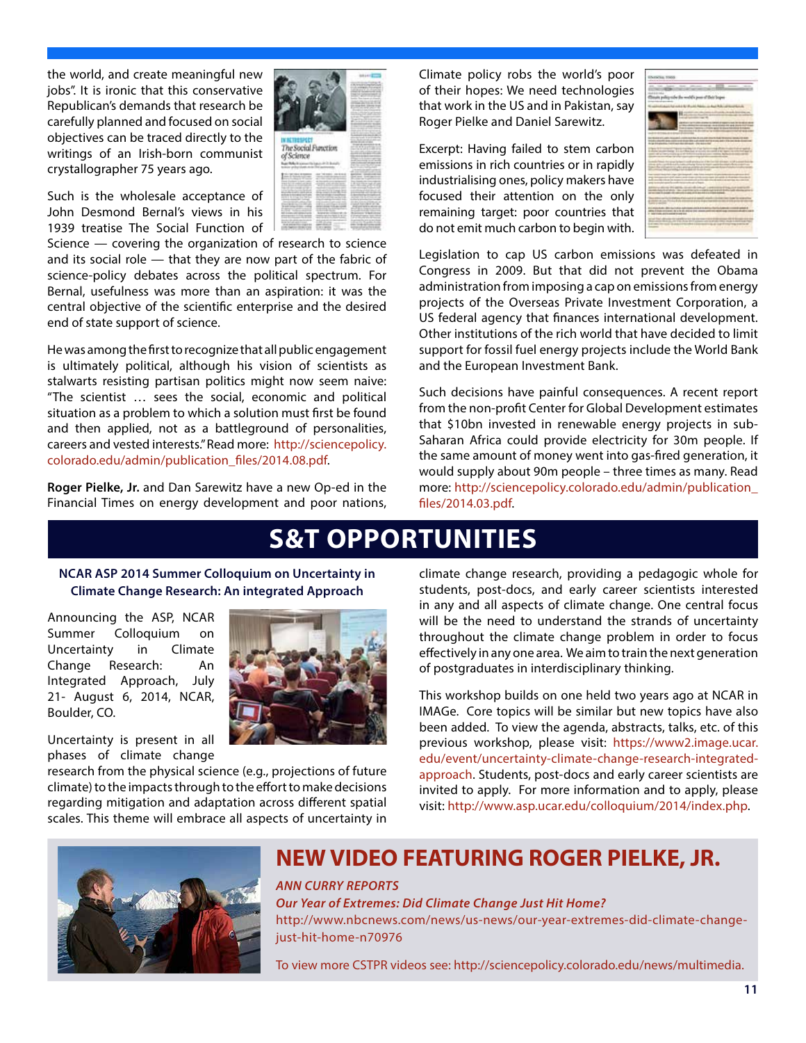the world, and create meaningful new jobs". It is ironic that this conservative Republican's demands that research be carefully planned and focused on social objectives can be traced directly to the writings of an Irish-born communist crystallographer 75 years ago.

Such is the wholesale acceptance of John Desmond Bernal's views in his 1939 treatise The Social Function of Science — covering the organization of research to science and its social role — that they are now part of the fabric of science-policy debates across the political spectrum. For Bernal, usefulness was more than an aspiration: it was the central objective of the scientific enterprise and the desired end of state support of science.

He was among the first to recognize that all public engagement is ultimately political, although his vision of scientists as stalwarts resisting partisan politics might now seem naive: "The scientist … sees the social, economic and political situation as a problem to which a solution must first be found and then applied, not as a battleground of personalities, careers and vested interests." Read more: http://sciencepolicy.colorado.edu/admin/publication_files/2014.08.pdf.

**Roger Pielke, Jr.** and Dan Sarewitz have a new Op-ed in the Financial Times on energy development and poor nations, Climate policy robs the world's poor of their hopes: We need technologies that work in the US and in Pakistan, say Roger Pielke and Daniel Sarewitz.

Excerpt: Having failed to stem carbon emissions in rich countries or in rapidly industrialising ones, policy makers have focused their attention on the only remaining target: poor countries that do not emit much carbon to begin with.

Legislation to cap US carbon emissions was defeated in Congress in 2009. But that did not prevent the Obama administration from imposing a cap on emissions from energy projects of the Overseas Private Investment Corporation, a US federal agency that finances international development. Other institutions of the rich world that have decided to limit support for fossil fuel energy projects include the World Bank and the European Investment Bank.

Such decisions have painful consequences. A recent report from the non-profit Center for Global Development estimates that $10bn invested in renewable energy projects in sub-Saharan Africa could provide electricity for 30m people. If the same amount of money went into gas-fired generation, it would supply about 90m people – three times as many. Read more: http://sciencepolicy.colorado.edu/admin/publication_files/2014.03.pdf.

# S&T OPPORTUNITIES

### NCAR ASP 2014 Summer Colloquium on Uncertainty in Climate Change Research: An integrated Approach

Announcing the ASP, NCAR Summer Colloquium on Uncertainty in Climate Change Research: An Integrated Approach, July 21- August 6, 2014, NCAR, Boulder, CO.

Uncertainty is present in all phases of climate change research from the physical science (e.g., projections of future climate) to the impacts through to the effort to make decisions regarding mitigation and adaptation across different spatial scales. This theme will embrace all aspects of uncertainty in climate change research, providing a pedagogic whole for students, post-docs, and early career scientists interested in any and all aspects of climate change. One central focus will be the need to understand the strands of uncertainty throughout the climate change problem in order to focus effectively in any one area. We aim to train the next generation of postgraduates in interdisciplinary thinking.

This workshop builds on one held two years ago at NCAR in IMAGe. Core topics will be similar but new topics have also been added. To view the agenda, abstracts, talks, etc. of this previous workshop, please visit: https://www2.image.ucar.edu/event/uncertainty-climate-change-research-integrated-approach. Students, post-docs and early career scientists are invited to apply. For more information and to apply, please visit: http://www.asp.ucar.edu/colloquium/2014/index.php.

## NEW VIDEO FEATURING ROGER PIELKE, JR.

***ANN CURRY REPORTS***

***Our Year of Extremes: Did Climate Change Just Hit Home?***

http://www.nbcnews.com/news/us-news/our-year-extremes-did-climate-change-just-hit-home-n70976

To view more CSTPR videos see: http://sciencepolicy.colorado.edu/news/multimedia.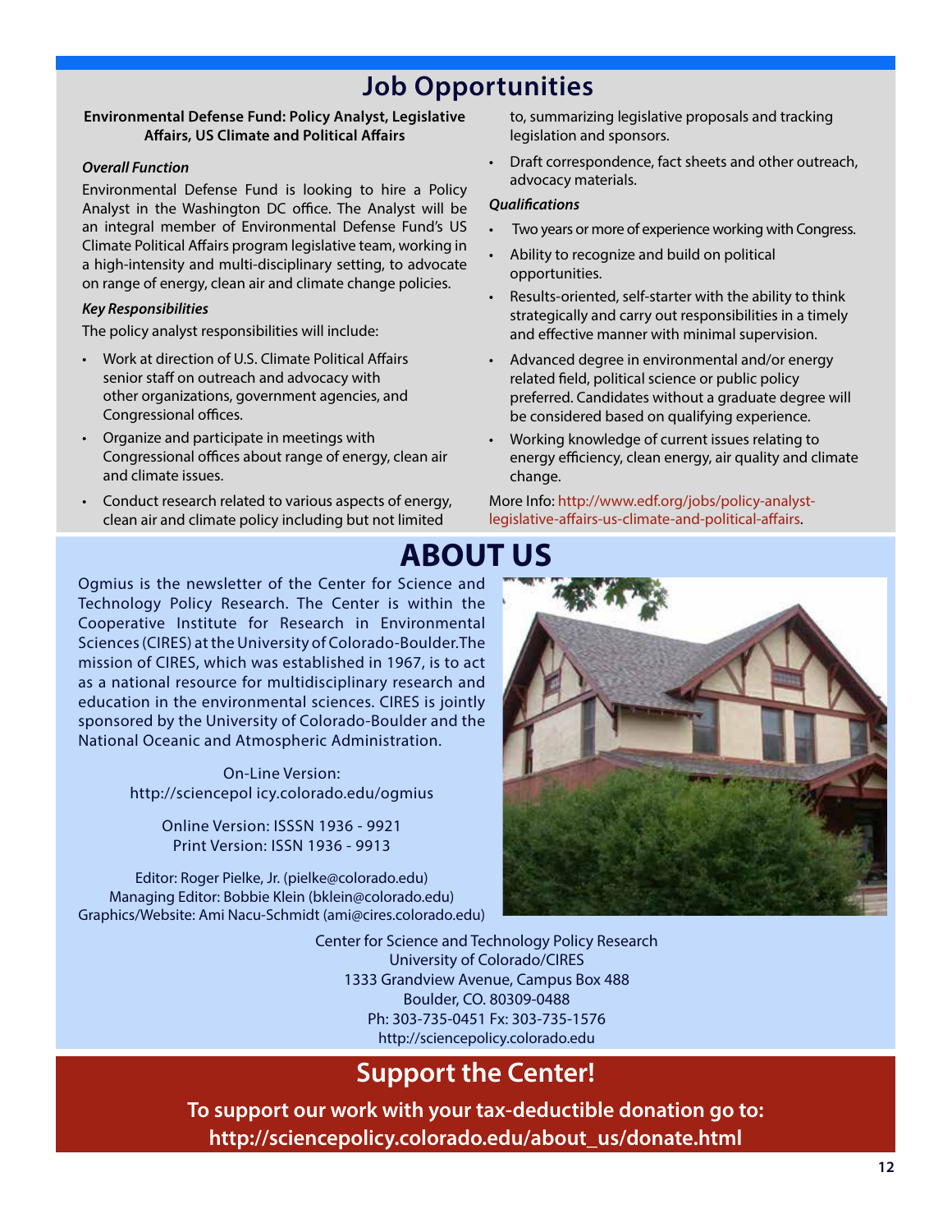# Job Opportunities

**Environmental Defense Fund: Policy Analyst, Legislative Affairs, US Climate and Political Affairs**

***Overall Function***

Environmental Defense Fund is looking to hire a Policy Analyst in the Washington DC office. The Analyst will be an integral member of Environmental Defense Fund's US Climate Political Affairs program legislative team, working in a high-intensity and multi-disciplinary setting, to advocate on range of energy, clean air and climate change policies.

***Key Responsibilities***

The policy analyst responsibilities will include:

- Work at direction of U.S. Climate Political Affairs senior staff on outreach and advocacy with other organizations, government agencies, and Congressional offices.
- Organize and participate in meetings with Congressional offices about range of energy, clean air and climate issues.
- Conduct research related to various aspects of energy, clean air and climate policy including but not limited to, summarizing legislative proposals and tracking legislation and sponsors.
- Draft correspondence, fact sheets and other outreach, advocacy materials.

***Qualifications***

- Two years or more of experience working with Congress.
- Ability to recognize and build on political opportunities.
- Results-oriented, self-starter with the ability to think strategically and carry out responsibilities in a timely and effective manner with minimal supervision.
- Advanced degree in environmental and/or energy related field, political science or public policy preferred. Candidates without a graduate degree will be considered based on qualifying experience.
- Working knowledge of current issues relating to energy efficiency, clean energy, air quality and climate change.

More Info: http://www.edf.org/jobs/policy-analyst-legislative-affairs-us-climate-and-political-affairs.

# ABOUT US

Ogmius is the newsletter of the Center for Science and Technology Policy Research. The Center is within the Cooperative Institute for Research in Environmental Sciences (CIRES) at the University of Colorado-Boulder.The mission of CIRES, which was established in 1967, is to act as a national resource for multidisciplinary research and education in the environmental sciences. CIRES is jointly sponsored by the University of Colorado-Boulder and the National Oceanic and Atmospheric Administration.

On-Line Version:
http://sciencepol icy.colorado.edu/ogmius

Online Version: ISSSN 1936 - 9921
Print Version: ISSN 1936 - 9913

Editor: Roger Pielke, Jr. (pielke@colorado.edu)
Managing Editor: Bobbie Klein (bklein@colorado.edu)
Graphics/Website: Ami Nacu-Schmidt (ami@cires.colorado.edu)

Center for Science and Technology Policy Research
University of Colorado/CIRES
1333 Grandview Avenue, Campus Box 488
Boulder, CO. 80309-0488
Ph: 303-735-0451 Fx: 303-735-1576
http://sciencepolicy.colorado.edu

## Support the Center!

**To support our work with your tax-deductible donation go to:**
**http://sciencepolicy.colorado.edu/about_us/donate.html**